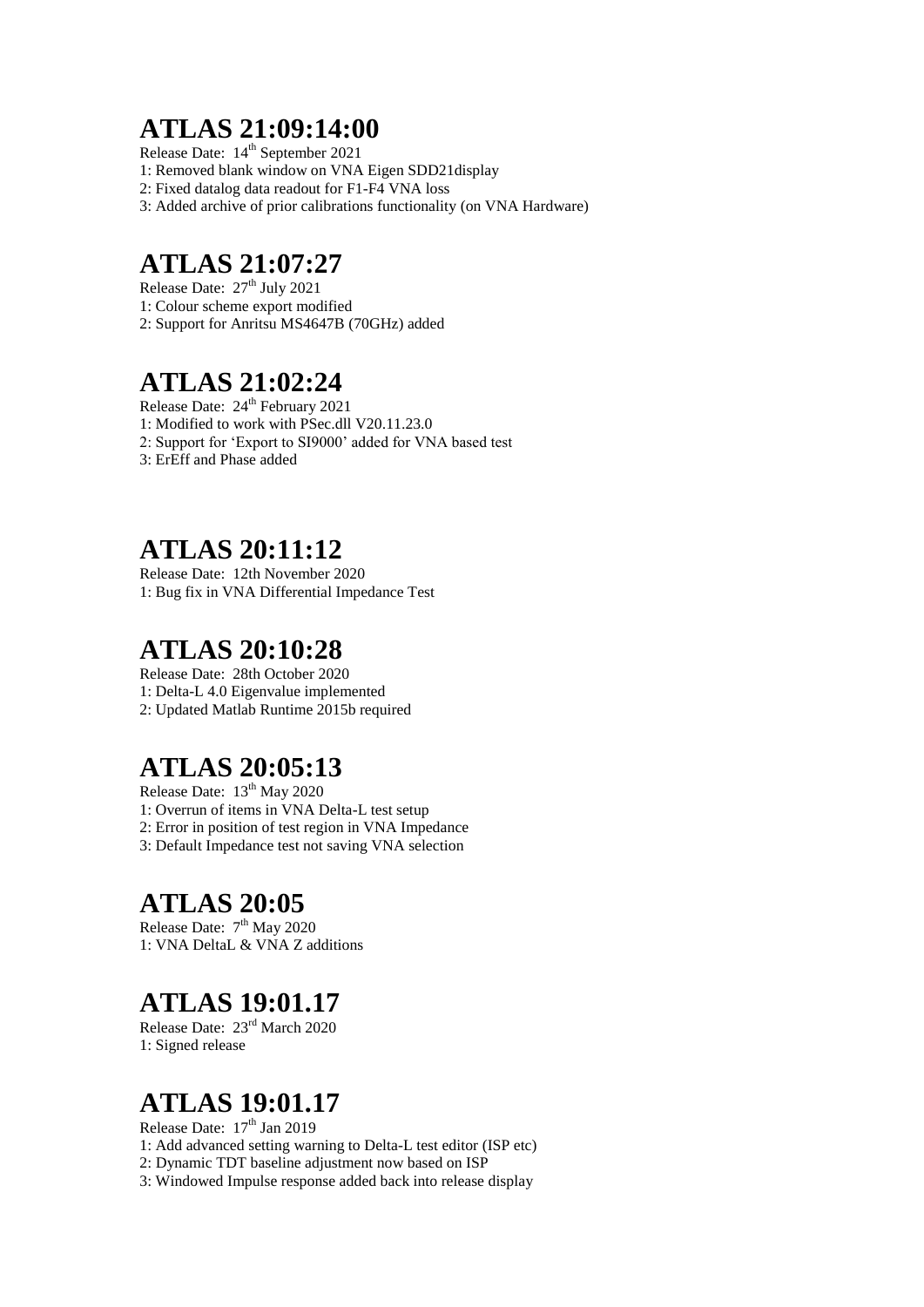## ATLAS 21:09:14:00

Release Date: 14th September 2021

1: Removed blank window on VNA Eigen SDD21display
2: Fixed datalog data readout for F1-F4 VNA loss
3: Added archive of prior calibrations functionality (on VNA Hardware)

## ATLAS 21:07:27

Release Date: 27th July 2021

1: Colour scheme export modified
2: Support for Anritsu MS4647B (70GHz) added

## ATLAS 21:02:24

Release Date: 24th February 2021

1: Modified to work with PSec.dll V20.11.23.0
2: Support for 'Export to SI9000' added for VNA based test
3: ErEff and Phase added

## ATLAS 20:11:12

Release Date: 12th November 2020

1: Bug fix in VNA Differential Impedance Test

## ATLAS 20:10:28

Release Date: 28th October 2020

1: Delta-L 4.0 Eigenvalue implemented
2: Updated Matlab Runtime 2015b required

## ATLAS 20:05:13

Release Date: 13th May 2020

1: Overrun of items in VNA Delta-L test setup
2: Error in position of test region in VNA Impedance
3: Default Impedance test not saving VNA selection

## ATLAS 20:05

Release Date: 7th May 2020

1: VNA DeltaL & VNA Z additions

## ATLAS 19:01.17

Release Date: 23rd March 2020

1: Signed release

## ATLAS 19:01.17

Release Date: 17th Jan 2019

1: Add advanced setting warning to Delta-L test editor (ISP etc)
2: Dynamic TDT baseline adjustment now based on ISP
3: Windowed Impulse response added back into release display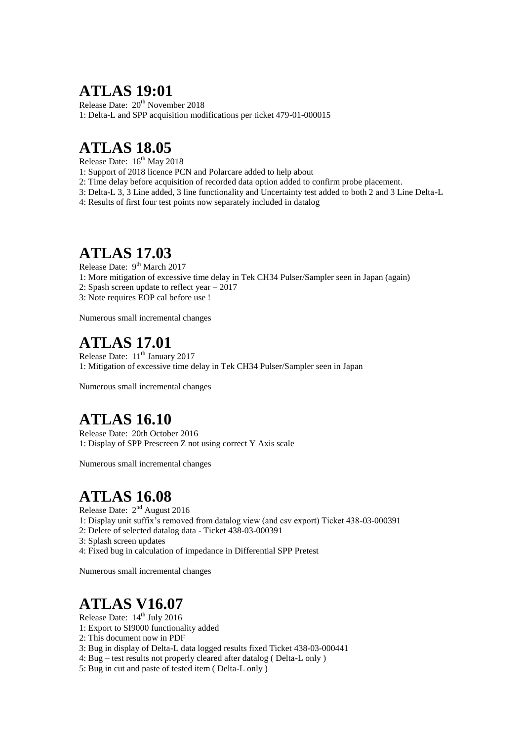# ATLAS 19:01

Release Date: 20th November 2018

1: Delta-L and SPP acquisition modifications per ticket 479-01-000015

# ATLAS 18.05

Release Date: 16th May 2018

1: Support of 2018 licence PCN and Polarcare added to help about

2: Time delay before acquisition of recorded data option added to confirm probe placement.

3: Delta-L 3, 3 Line added, 3 line functionality and Uncertainty test added to both 2 and 3 Line Delta-L

4: Results of first four test points now separately included in datalog

# ATLAS 17.03

Release Date: 9th March 2017

1: More mitigation of excessive time delay in Tek CH34 Pulser/Sampler seen in Japan (again)

2: Spash screen update to reflect year – 2017

3: Note requires EOP cal before use !

Numerous small incremental changes

# ATLAS 17.01

Release Date: 11th January 2017

1: Mitigation of excessive time delay in Tek CH34 Pulser/Sampler seen in Japan

Numerous small incremental changes

# ATLAS 16.10

Release Date: 20th October 2016

1: Display of SPP Prescreen Z not using correct Y Axis scale

Numerous small incremental changes

# ATLAS 16.08

Release Date: 2nd August 2016

1: Display unit suffix's removed from datalog view (and csv export) Ticket 438-03-000391

2: Delete of selected datalog data - Ticket 438-03-000391

3: Splash screen updates

4: Fixed bug in calculation of impedance in Differential SPP Pretest

Numerous small incremental changes

# ATLAS V16.07

Release Date: 14th July 2016

1: Export to SI9000 functionality added

2: This document now in PDF

3: Bug in display of Delta-L data logged results fixed Ticket 438-03-000441

4: Bug – test results not properly cleared after datalog ( Delta-L only )

5: Bug in cut and paste of tested item ( Delta-L only )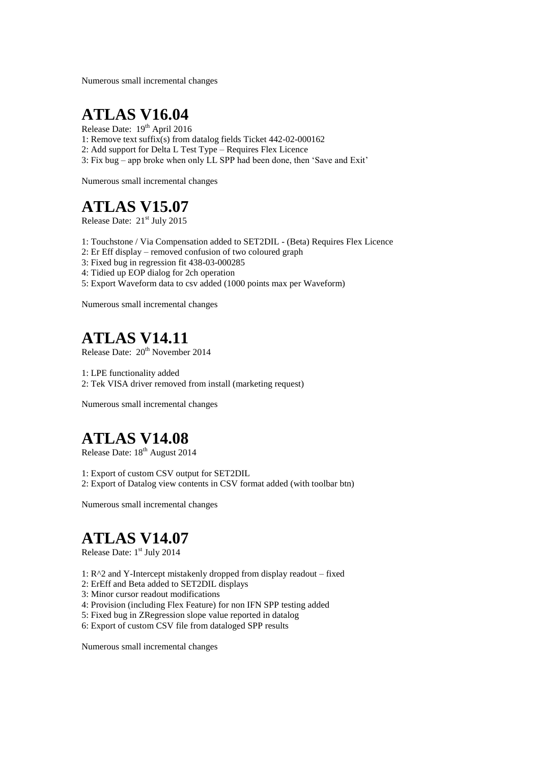Numerous small incremental changes

# ATLAS V16.04

Release Date: 19th April 2016

1: Remove text suffix(s) from datalog fields Ticket 442-02-000162
2: Add support for Delta L Test Type – Requires Flex Licence
3: Fix bug – app broke when only LL SPP had been done, then 'Save and Exit'

Numerous small incremental changes

# ATLAS V15.07

Release Date: 21st July 2015

1: Touchstone / Via Compensation added to SET2DIL - (Beta) Requires Flex Licence
2: Er Eff display – removed confusion of two coloured graph
3: Fixed bug in regression fit 438-03-000285
4: Tidied up EOP dialog for 2ch operation
5: Export Waveform data to csv added (1000 points max per Waveform)

Numerous small incremental changes

# ATLAS V14.11

Release Date: 20th November 2014

1: LPE functionality added
2: Tek VISA driver removed from install (marketing request)

Numerous small incremental changes

# ATLAS V14.08

Release Date: 18th August 2014

1: Export of custom CSV output for SET2DIL
2: Export of Datalog view contents in CSV format added (with toolbar btn)

Numerous small incremental changes

# ATLAS V14.07

Release Date: 1st July 2014

1: R^2 and Y-Intercept mistakenly dropped from display readout – fixed
2: ErEff and Beta added to SET2DIL displays
3: Minor cursor readout modifications
4: Provision (including Flex Feature) for non IFN SPP testing added
5: Fixed bug in ZRegression slope value reported in datalog
6: Export of custom CSV file from dataloged SPP results

Numerous small incremental changes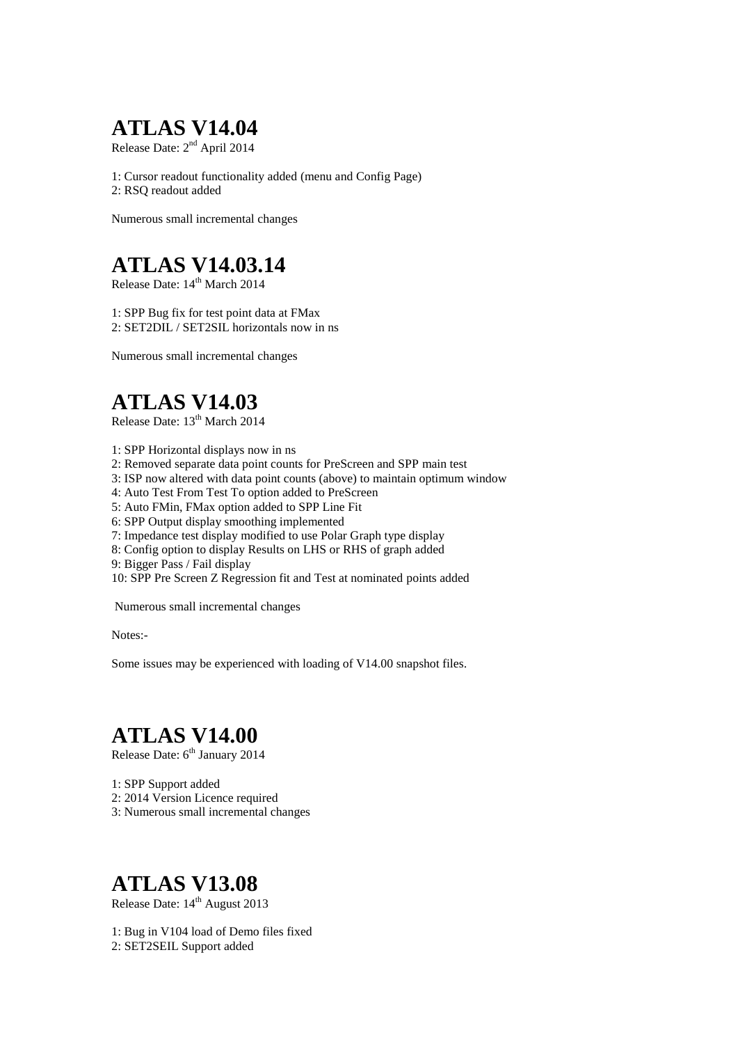# ATLAS V14.04

Release Date: 2nd April 2014

1: Cursor readout functionality added (menu and Config Page)
2: RSQ readout added

Numerous small incremental changes

# ATLAS V14.03.14

Release Date: 14th March 2014

1: SPP Bug fix for test point data at FMax
2: SET2DIL / SET2SIL horizontals now in ns

Numerous small incremental changes

# ATLAS V14.03

Release Date: 13th March 2014

1: SPP Horizontal displays now in ns
2: Removed separate data point counts for PreScreen and SPP main test
3: ISP now altered with data point counts (above) to maintain optimum window
4: Auto Test From Test To option added to PreScreen
5: Auto FMin, FMax option added to SPP Line Fit
6: SPP Output display smoothing implemented
7: Impedance test display modified to use Polar Graph type display
8: Config option to display Results on LHS or RHS of graph added
9: Bigger Pass / Fail display
10: SPP Pre Screen Z Regression fit and Test at nominated points added

Numerous small incremental changes

Notes:-

Some issues may be experienced with loading of V14.00 snapshot files.

# ATLAS V14.00

Release Date: 6th January 2014

1: SPP Support added
2: 2014 Version Licence required
3: Numerous small incremental changes

# ATLAS V13.08

Release Date: 14th August 2013

1: Bug in V104 load of Demo files fixed
2: SET2SEIL Support added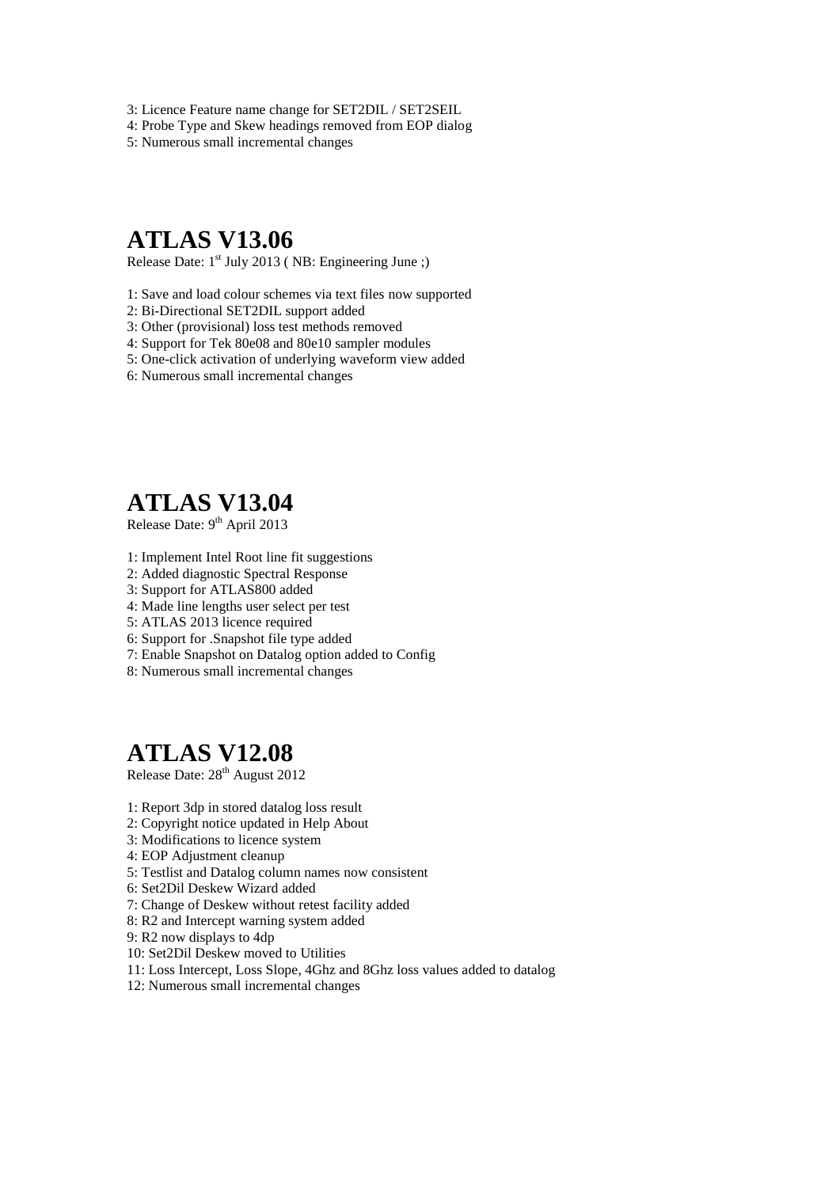3: Licence Feature name change for SET2DIL / SET2SEIL
4: Probe Type and Skew headings removed from EOP dialog
5: Numerous small incremental changes

# ATLAS V13.06

Release Date: 1st July 2013 ( NB: Engineering June ;)

1: Save and load colour schemes via text files now supported
2: Bi-Directional SET2DIL support added
3: Other (provisional) loss test methods removed
4: Support for Tek 80e08 and 80e10 sampler modules
5: One-click activation of underlying waveform view added
6: Numerous small incremental changes

# ATLAS V13.04

Release Date: 9th April 2013

1: Implement Intel Root line fit suggestions
2: Added diagnostic Spectral Response
3: Support for ATLAS800 added
4: Made line lengths user select per test
5: ATLAS 2013 licence required
6: Support for .Snapshot file type added
7: Enable Snapshot on Datalog option added to Config
8: Numerous small incremental changes

# ATLAS V12.08

Release Date: 28th August 2012

1: Report 3dp in stored datalog loss result
2: Copyright notice updated in Help About
3: Modifications to licence system
4: EOP Adjustment cleanup
5: Testlist and Datalog column names now consistent
6: Set2Dil Deskew Wizard added
7: Change of Deskew without retest facility added
8: R2 and Intercept warning system added
9: R2 now displays to 4dp
10: Set2Dil Deskew moved to Utilities
11: Loss Intercept, Loss Slope, 4Ghz and 8Ghz loss values added to datalog
12: Numerous small incremental changes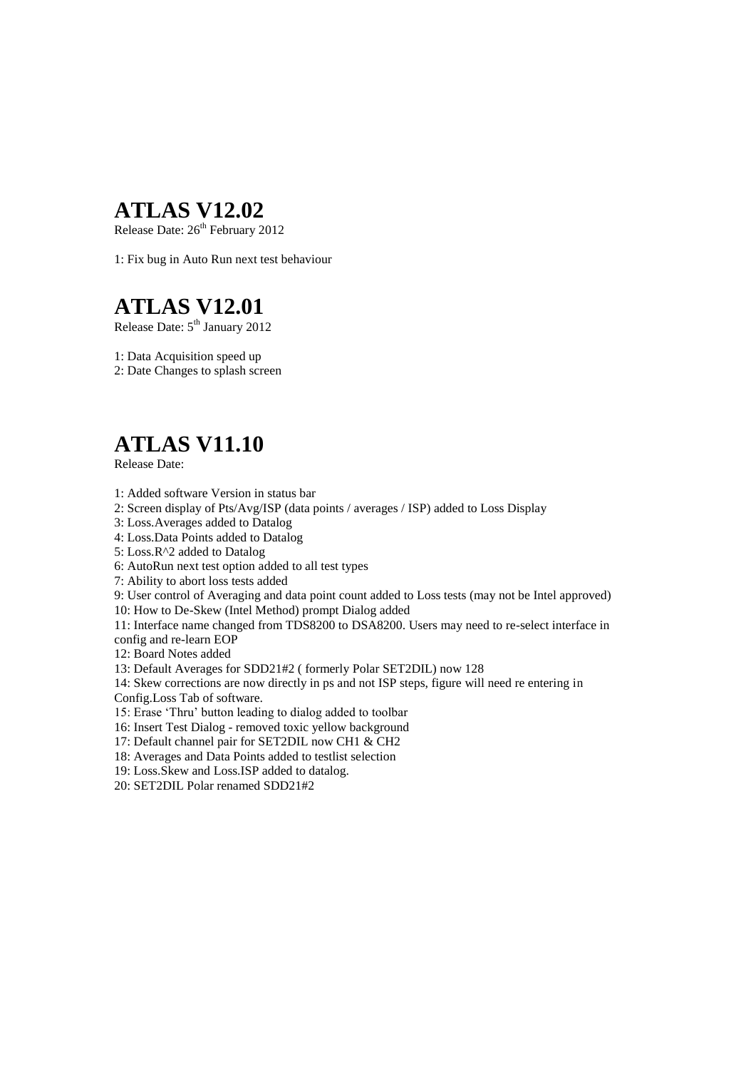# ATLAS V12.02

Release Date: 26th February 2012

1: Fix bug in Auto Run next test behaviour

# ATLAS V12.01

Release Date: 5th January 2012

1: Data Acquisition speed up
2: Date Changes to splash screen

# ATLAS V11.10

Release Date:

1: Added software Version in status bar
2: Screen display of Pts/Avg/ISP (data points / averages / ISP) added to Loss Display
3: Loss.Averages added to Datalog
4: Loss.Data Points added to Datalog
5: Loss.R^2 added to Datalog
6: AutoRun next test option added to all test types
7: Ability to abort loss tests added
9: User control of Averaging and data point count added to Loss tests (may not be Intel approved)
10: How to De-Skew (Intel Method) prompt Dialog added
11: Interface name changed from TDS8200 to DSA8200. Users may need to re-select interface in config and re-learn EOP
12: Board Notes added
13: Default Averages for SDD21#2 ( formerly Polar SET2DIL) now 128
14: Skew corrections are now directly in ps and not ISP steps, figure will need re entering in Config.Loss Tab of software.
15: Erase 'Thru' button leading to dialog added to toolbar
16: Insert Test Dialog - removed toxic yellow background
17: Default channel pair for SET2DIL now CH1 & CH2
18: Averages and Data Points added to testlist selection
19: Loss.Skew and Loss.ISP added to datalog.
20: SET2DIL Polar renamed SDD21#2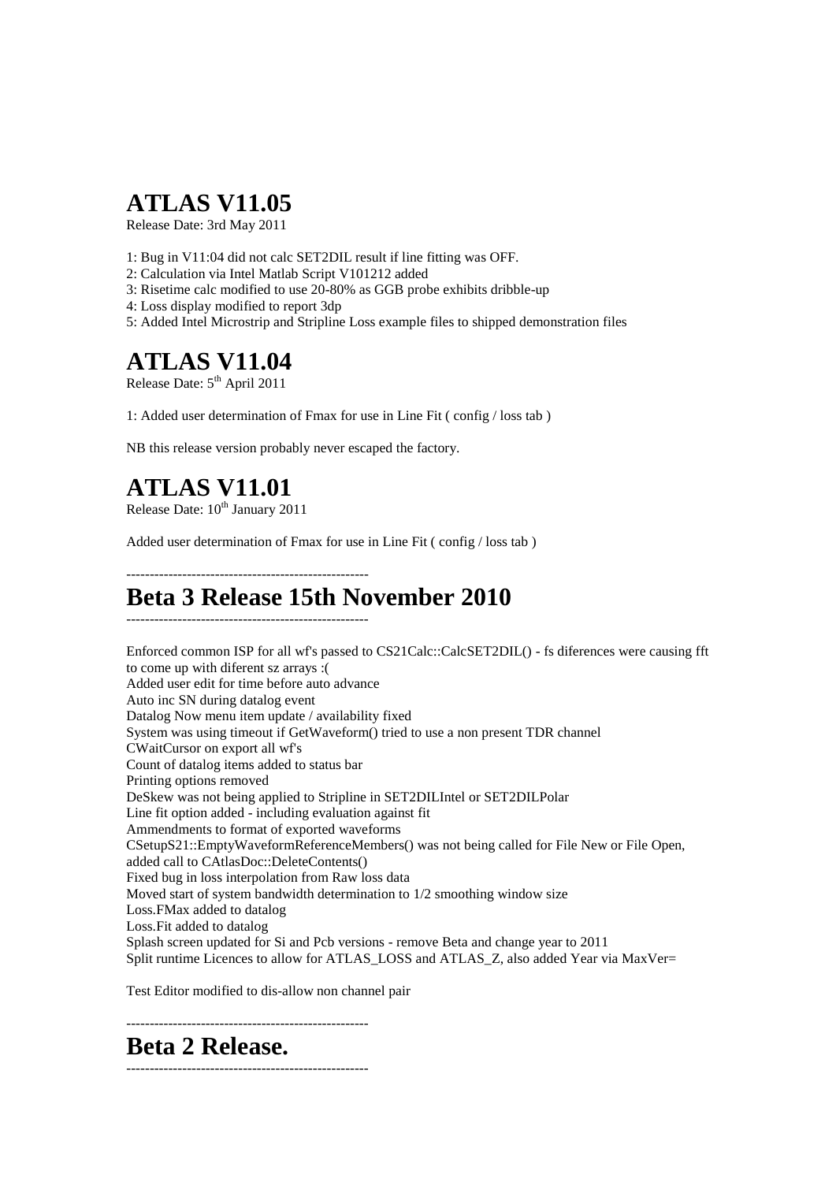# ATLAS V11.05

Release Date: 3rd May 2011

1: Bug in V11:04 did not calc SET2DIL result if line fitting was OFF.
2: Calculation via Intel Matlab Script V101212 added
3: Risetime calc modified to use 20-80% as GGB probe exhibits dribble-up
4: Loss display modified to report 3dp
5: Added Intel Microstrip and Stripline Loss example files to shipped demonstration files

# ATLAS V11.04

Release Date: 5th April 2011

1: Added user determination of Fmax for use in Line Fit ( config / loss tab )

NB this release version probably never escaped the factory.

# ATLAS V11.01

Release Date: 10th January 2011

Added user determination of Fmax for use in Line Fit ( config / loss tab )

----------------------------------------------------

# Beta 3 Release 15th November 2010

----------------------------------------------------

Enforced common ISP for all wf's passed to CS21Calc::CalcSET2DIL() - fs diferences were causing fft to come up with diferent sz arrays :(
Added user edit for time before auto advance
Auto inc SN during datalog event
Datalog Now menu item update / availability fixed
System was using timeout if GetWaveform() tried to use a non present TDR channel
CWaitCursor on export all wf's
Count of datalog items added to status bar
Printing options removed
DeSkew was not being applied to Stripline in SET2DILIntel or SET2DILPolar
Line fit option added - including evaluation against fit
Ammendments to format of exported waveforms
CSetupS21::EmptyWaveformReferenceMembers() was not being called for File New or File Open, added call to CAtlasDoc::DeleteContents()
Fixed bug in loss interpolation from Raw loss data
Moved start of system bandwidth determination to 1/2 smoothing window size
Loss.FMax added to datalog
Loss.Fit added to datalog
Splash screen updated for Si and Pcb versions - remove Beta and change year to 2011
Split runtime Licences to allow for ATLAS_LOSS and ATLAS_Z, also added Year via MaxVer=

Test Editor modified to dis-allow non channel pair

----------------------------------------------------

# Beta 2 Release.

----------------------------------------------------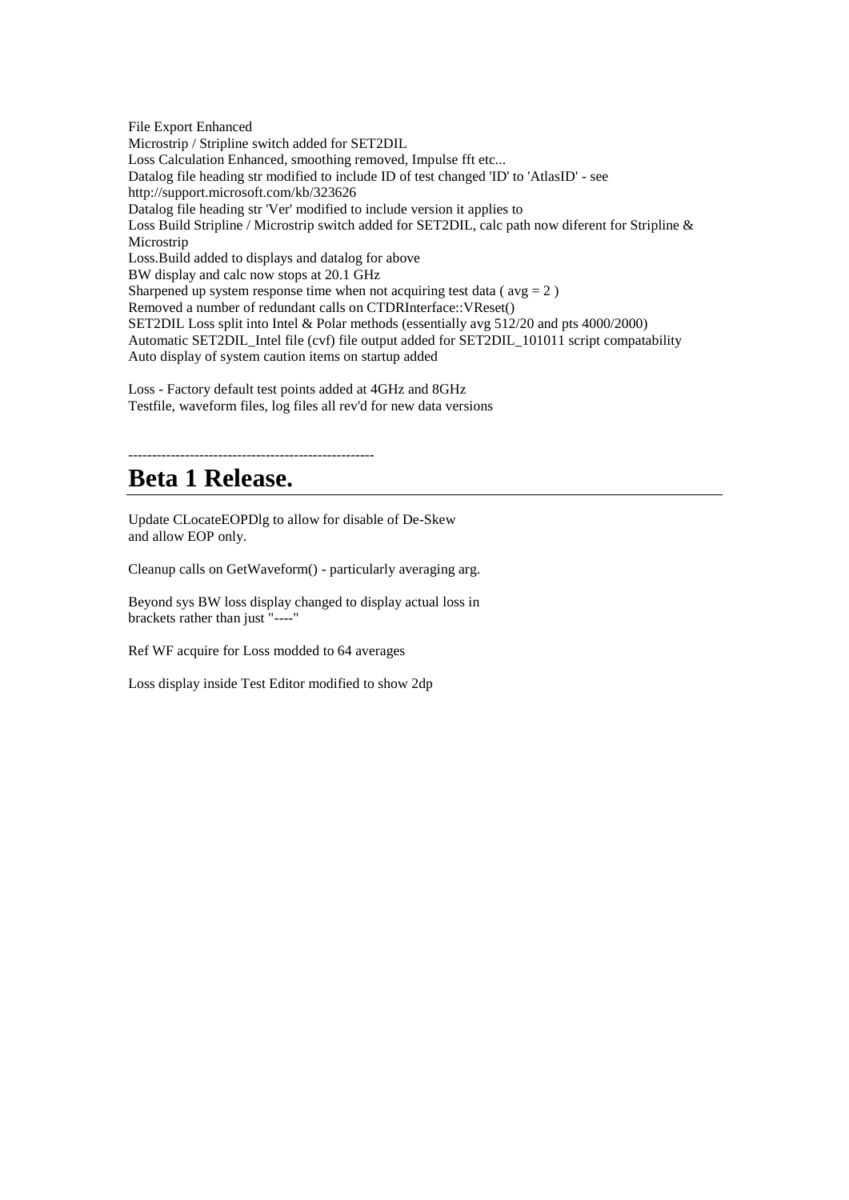File Export Enhanced
Microstrip / Stripline switch added for SET2DIL
Loss Calculation Enhanced, smoothing removed, Impulse fft etc...
Datalog file heading str modified to include ID of test changed 'ID' to 'AtlasID' - see http://support.microsoft.com/kb/323626
Datalog file heading str 'Ver' modified to include version it applies to
Loss Build Stripline / Microstrip switch added for SET2DIL, calc path now diferent for Stripline & Microstrip
Loss.Build added to displays and datalog for above
BW display and calc now stops at 20.1 GHz
Sharpened up system response time when not acquiring test data ( avg = 2 )
Removed a number of redundant calls on CTDRInterface::VReset()
SET2DIL Loss split into Intel & Polar methods (essentially avg 512/20 and pts 4000/2000)
Automatic SET2DIL_Intel file (cvf) file output added for SET2DIL_101011 script compatability
Auto display of system caution items on startup added

Loss - Factory default test points added at 4GHz and 8GHz
Testfile, waveform files, log files all rev'd for new data versions

----------------------------------------------------

# Beta 1 Release.

Update CLocateEOPDlg to allow for disable of De-Skew
and allow EOP only.

Cleanup calls on GetWaveform() - particularly averaging arg.

Beyond sys BW loss display changed to display actual loss in
brackets rather than just "----"

Ref WF acquire for Loss modded to 64 averages

Loss display inside Test Editor modified to show 2dp